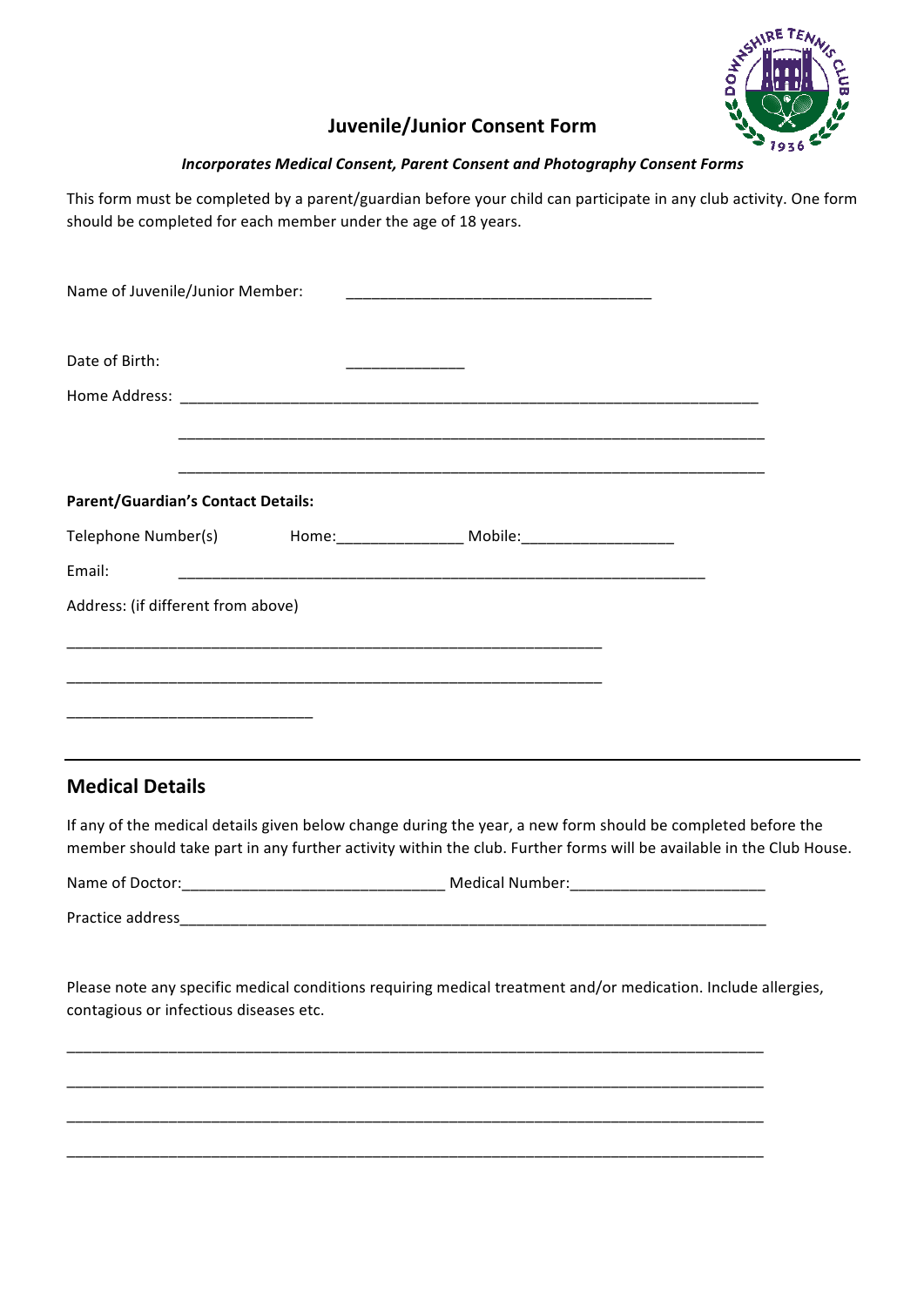# Juvenile/Junior Consent Form

***Incorporates Medical Consent, Parent Consent and Photography Consent Forms***

This form must be completed by a parent/guardian before your child can participate in any club activity. One form should be completed for each member under the age of 18 years.

Name of Juvenile/Junior Member: ___________________________________

Date of Birth: _____________

Home Address: _________________________________________________________________

_________________________________________________________________

_________________________________________________________________

**Parent/Guardian's Contact Details:**

Telephone Number(s) Home:______________ Mobile:_________________

Email: ___________________________________________________________

Address: (if different from above)

___________________________________________________________

___________________________________________________________

___________________________

---

## Medical Details

If any of the medical details given below change during the year, a new form should be completed before the member should take part in any further activity within the club. Further forms will be available in the Club House.

Name of Doctor:_____________________________ Medical Number:______________________

Practice address_________________________________________________________________

Please note any specific medical conditions requiring medical treatment and/or medication. Include allergies, contagious or infectious diseases etc.

_____________________________________________________________________________

_____________________________________________________________________________

_____________________________________________________________________________

_____________________________________________________________________________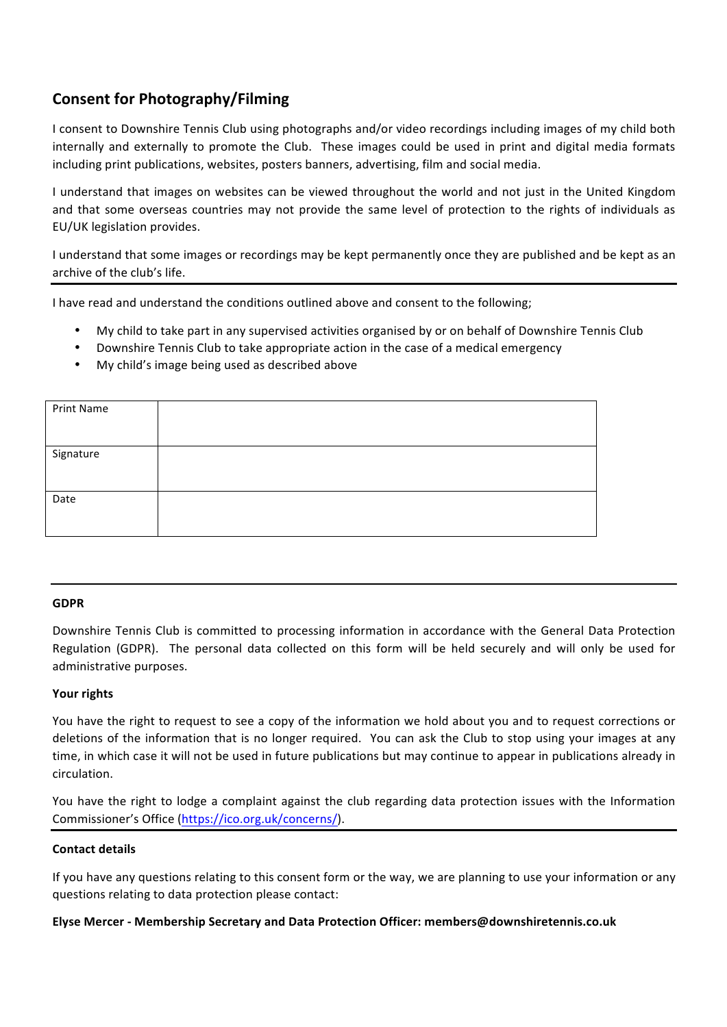## Consent for Photography/Filming

I consent to Downshire Tennis Club using photographs and/or video recordings including images of my child both internally and externally to promote the Club. These images could be used in print and digital media formats including print publications, websites, posters banners, advertising, film and social media.

I understand that images on websites can be viewed throughout the world and not just in the United Kingdom and that some overseas countries may not provide the same level of protection to the rights of individuals as EU/UK legislation provides.

I understand that some images or recordings may be kept permanently once they are published and be kept as an archive of the club's life.

---

I have read and understand the conditions outlined above and consent to the following;

- My child to take part in any supervised activities organised by or on behalf of Downshire Tennis Club
- Downshire Tennis Club to take appropriate action in the case of a medical emergency
- My child's image being used as described above

| Print Name | |
|---|---|
| Signature | |
| Date | |

---

**GDPR**

Downshire Tennis Club is committed to processing information in accordance with the General Data Protection Regulation (GDPR). The personal data collected on this form will be held securely and will only be used for administrative purposes.

**Your rights**

You have the right to request to see a copy of the information we hold about you and to request corrections or deletions of the information that is no longer required. You can ask the Club to stop using your images at any time, in which case it will not be used in future publications but may continue to appear in publications already in circulation.

You have the right to lodge a complaint against the club regarding data protection issues with the Information Commissioner's Office (https://ico.org.uk/concerns/).

---

**Contact details**

If you have any questions relating to this consent form or the way, we are planning to use your information or any questions relating to data protection please contact:

**Elyse Mercer - Membership Secretary and Data Protection Officer: members@downshiretennis.co.uk**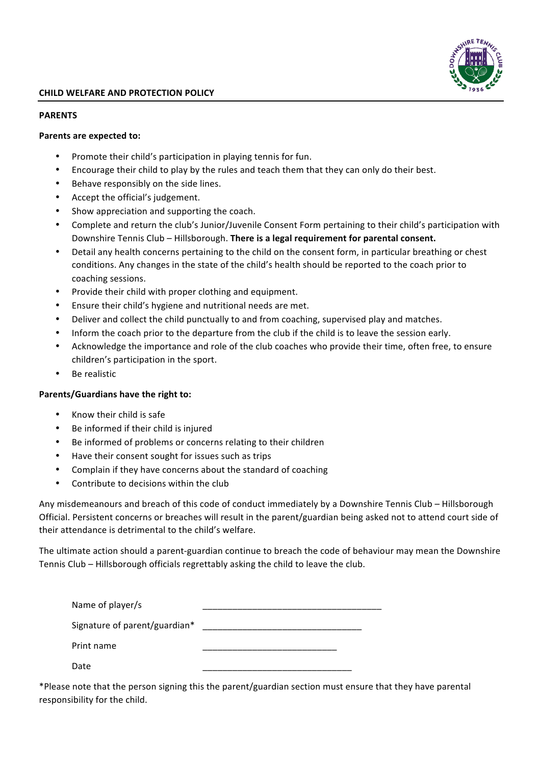## CHILD WELFARE AND PROTECTION POLICY

**PARENTS**

**Parents are expected to:**

- Promote their child's participation in playing tennis for fun.
- Encourage their child to play by the rules and teach them that they can only do their best.
- Behave responsibly on the side lines.
- Accept the official's judgement.
- Show appreciation and supporting the coach.
- Complete and return the club's Junior/Juvenile Consent Form pertaining to their child's participation with Downshire Tennis Club – Hillsborough. **There is a legal requirement for parental consent.**
- Detail any health concerns pertaining to the child on the consent form, in particular breathing or chest conditions. Any changes in the state of the child's health should be reported to the coach prior to coaching sessions.
- Provide their child with proper clothing and equipment.
- Ensure their child's hygiene and nutritional needs are met.
- Deliver and collect the child punctually to and from coaching, supervised play and matches.
- Inform the coach prior to the departure from the club if the child is to leave the session early.
- Acknowledge the importance and role of the club coaches who provide their time, often free, to ensure children's participation in the sport.
- Be realistic

**Parents/Guardians have the right to:**

- Know their child is safe
- Be informed if their child is injured
- Be informed of problems or concerns relating to their children
- Have their consent sought for issues such as trips
- Complain if they have concerns about the standard of coaching
- Contribute to decisions within the club

Any misdemeanours and breach of this code of conduct immediately by a Downshire Tennis Club – Hillsborough Official. Persistent concerns or breaches will result in the parent/guardian being asked not to attend court side of their attendance is detrimental to the child's welfare.

The ultimate action should a parent-guardian continue to breach the code of behaviour may mean the Downshire Tennis Club – Hillsborough officials regrettably asking the child to leave the club.

Name of player/s ____________________________________

Signature of parent/guardian* ________________________________

Print name ___________________________

Date ______________________________

*Please note that the person signing this the parent/guardian section must ensure that they have parental responsibility for the child.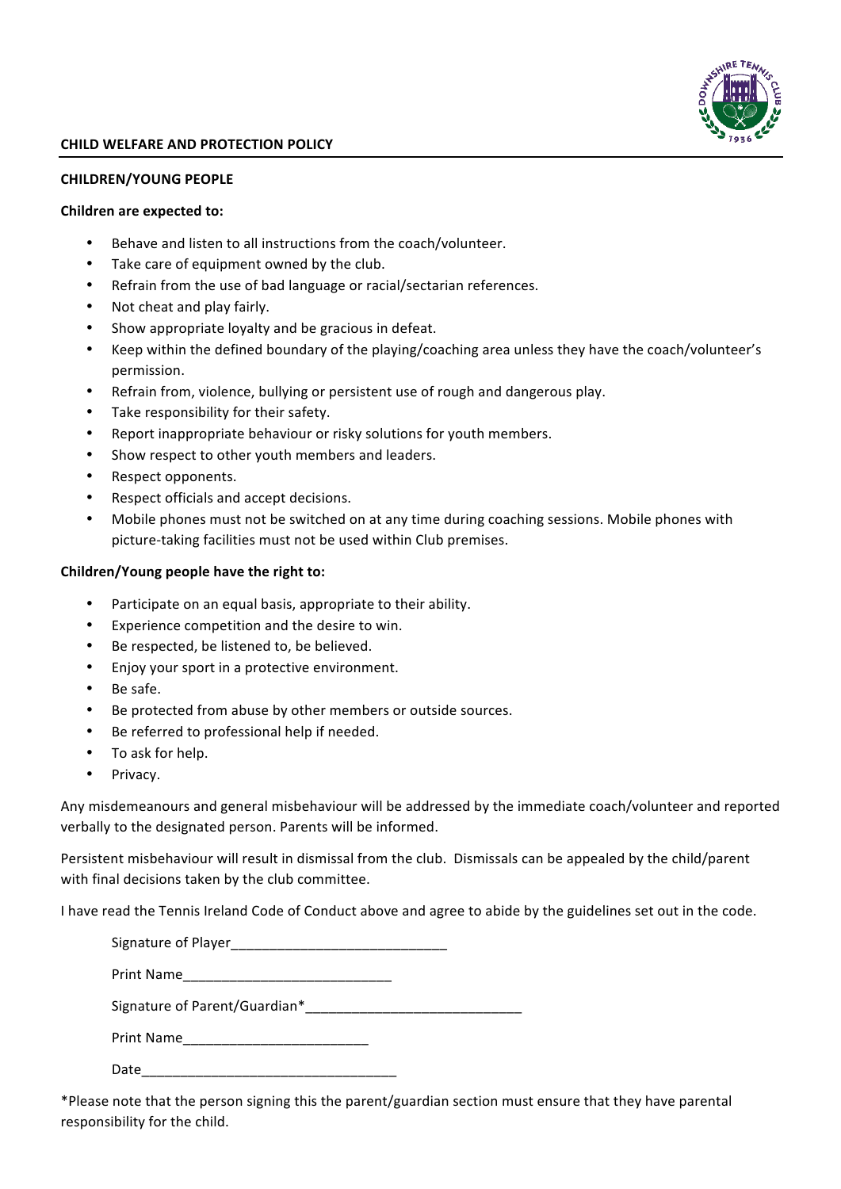**CHILD WELFARE AND PROTECTION POLICY**

**CHILDREN/YOUNG PEOPLE**

**Children are expected to:**

- Behave and listen to all instructions from the coach/volunteer.
- Take care of equipment owned by the club.
- Refrain from the use of bad language or racial/sectarian references.
- Not cheat and play fairly.
- Show appropriate loyalty and be gracious in defeat.
- Keep within the defined boundary of the playing/coaching area unless they have the coach/volunteer's permission.
- Refrain from, violence, bullying or persistent use of rough and dangerous play.
- Take responsibility for their safety.
- Report inappropriate behaviour or risky solutions for youth members.
- Show respect to other youth members and leaders.
- Respect opponents.
- Respect officials and accept decisions.
- Mobile phones must not be switched on at any time during coaching sessions. Mobile phones with picture-taking facilities must not be used within Club premises.

**Children/Young people have the right to:**

- Participate on an equal basis, appropriate to their ability.
- Experience competition and the desire to win.
- Be respected, be listened to, be believed.
- Enjoy your sport in a protective environment.
- Be safe.
- Be protected from abuse by other members or outside sources.
- Be referred to professional help if needed.
- To ask for help.
- Privacy.

Any misdemeanours and general misbehaviour will be addressed by the immediate coach/volunteer and reported verbally to the designated person. Parents will be informed.

Persistent misbehaviour will result in dismissal from the club. Dismissals can be appealed by the child/parent with final decisions taken by the club committee.

I have read the Tennis Ireland Code of Conduct above and agree to abide by the guidelines set out in the code.

Signature of Player____________________________

Print Name___________________________

Signature of Parent/Guardian*____________________________

Print Name________________________

Date_________________________________

*Please note that the person signing this the parent/guardian section must ensure that they have parental responsibility for the child.